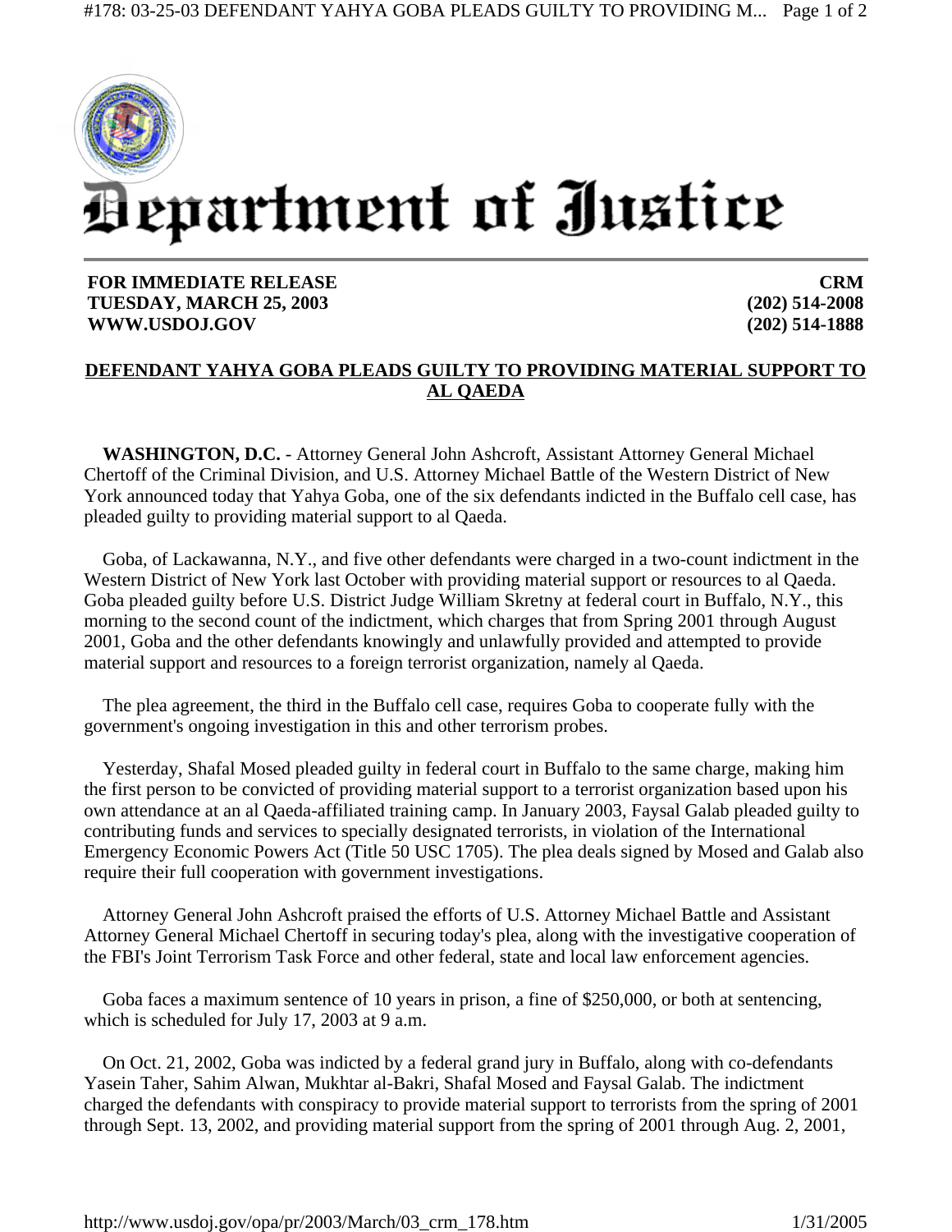# Department of Justice

**FOR IMMEDIATE RELEASE**
**TUESDAY, MARCH 25, 2003**
**WWW.USDOJ.GOV**

**CRM**
**(202) 514-2008**
**(202) 514-1888**

## DEFENDANT YAHYA GOBA PLEADS GUILTY TO PROVIDING MATERIAL SUPPORT TO AL QAEDA

**WASHINGTON, D.C.** - Attorney General John Ashcroft, Assistant Attorney General Michael Chertoff of the Criminal Division, and U.S. Attorney Michael Battle of the Western District of New York announced today that Yahya Goba, one of the six defendants indicted in the Buffalo cell case, has pleaded guilty to providing material support to al Qaeda.

Goba, of Lackawanna, N.Y., and five other defendants were charged in a two-count indictment in the Western District of New York last October with providing material support or resources to al Qaeda. Goba pleaded guilty before U.S. District Judge William Skretny at federal court in Buffalo, N.Y., this morning to the second count of the indictment, which charges that from Spring 2001 through August 2001, Goba and the other defendants knowingly and unlawfully provided and attempted to provide material support and resources to a foreign terrorist organization, namely al Qaeda.

The plea agreement, the third in the Buffalo cell case, requires Goba to cooperate fully with the government's ongoing investigation in this and other terrorism probes.

Yesterday, Shafal Mosed pleaded guilty in federal court in Buffalo to the same charge, making him the first person to be convicted of providing material support to a terrorist organization based upon his own attendance at an al Qaeda-affiliated training camp. In January 2003, Faysal Galab pleaded guilty to contributing funds and services to specially designated terrorists, in violation of the International Emergency Economic Powers Act (Title 50 USC 1705). The plea deals signed by Mosed and Galab also require their full cooperation with government investigations.

Attorney General John Ashcroft praised the efforts of U.S. Attorney Michael Battle and Assistant Attorney General Michael Chertoff in securing today's plea, along with the investigative cooperation of the FBI's Joint Terrorism Task Force and other federal, state and local law enforcement agencies.

Goba faces a maximum sentence of 10 years in prison, a fine of $250,000, or both at sentencing, which is scheduled for July 17, 2003 at 9 a.m.

On Oct. 21, 2002, Goba was indicted by a federal grand jury in Buffalo, along with co-defendants Yasein Taher, Sahim Alwan, Mukhtar al-Bakri, Shafal Mosed and Faysal Galab. The indictment charged the defendants with conspiracy to provide material support to terrorists from the spring of 2001 through Sept. 13, 2002, and providing material support from the spring of 2001 through Aug. 2, 2001,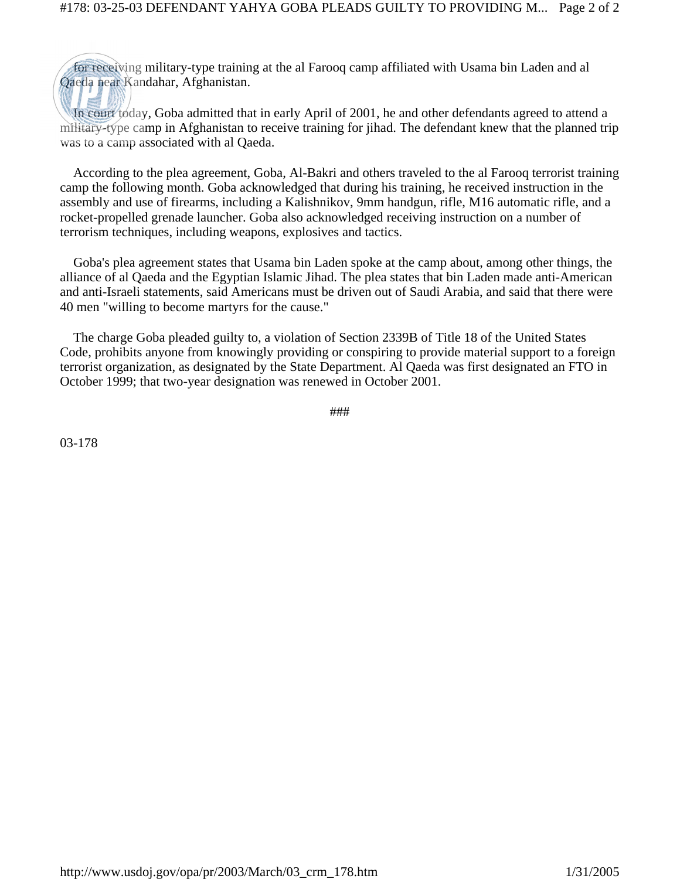for receiving military-type training at the al Farooq camp affiliated with Usama bin Laden and al Qaeda near Kandahar, Afghanistan.

In court today, Goba admitted that in early April of 2001, he and other defendants agreed to attend a military-type camp in Afghanistan to receive training for jihad. The defendant knew that the planned trip was to a camp associated with al Qaeda.

According to the plea agreement, Goba, Al-Bakri and others traveled to the al Farooq terrorist training camp the following month. Goba acknowledged that during his training, he received instruction in the assembly and use of firearms, including a Kalishnikov, 9mm handgun, rifle, M16 automatic rifle, and a rocket-propelled grenade launcher. Goba also acknowledged receiving instruction on a number of terrorism techniques, including weapons, explosives and tactics.

Goba's plea agreement states that Usama bin Laden spoke at the camp about, among other things, the alliance of al Qaeda and the Egyptian Islamic Jihad. The plea states that bin Laden made anti-American and anti-Israeli statements, said Americans must be driven out of Saudi Arabia, and said that there were 40 men "willing to become martyrs for the cause."

The charge Goba pleaded guilty to, a violation of Section 2339B of Title 18 of the United States Code, prohibits anyone from knowingly providing or conspiring to provide material support to a foreign terrorist organization, as designated by the State Department. Al Qaeda was first designated an FTO in October 1999; that two-year designation was renewed in October 2001.

###

03-178